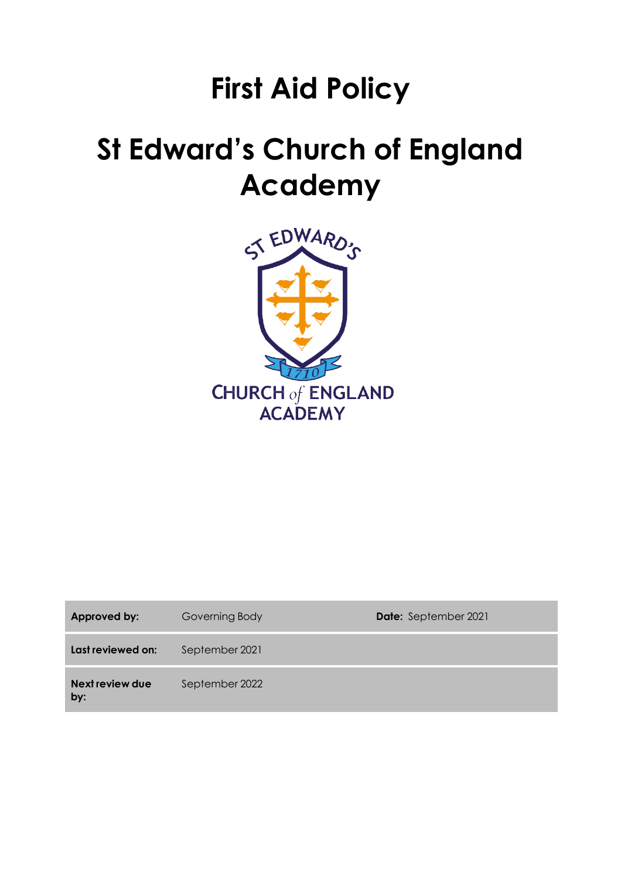# First Aid Policy

# St Edward's Church of England Academy

| Approved by: | Governing Body | Date: September 2021 |
|---|---|---|
| Last reviewed on: | September 2021 | |
| Next review due by: | September 2022 | |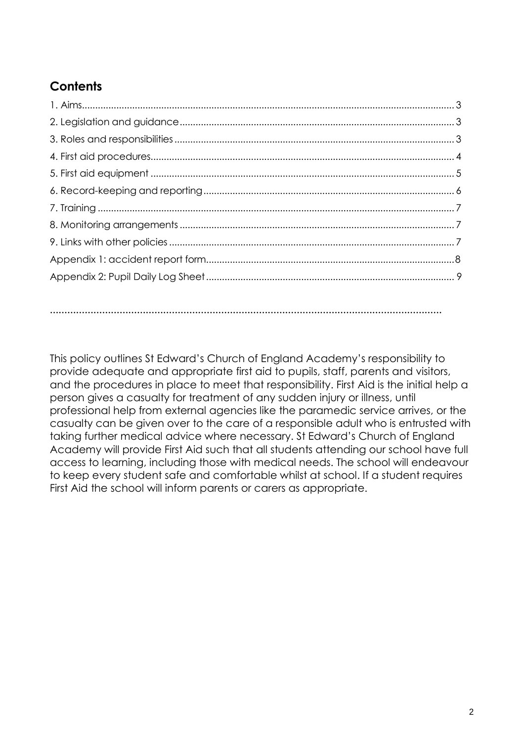## Contents

1. Aims ........ 3
2. Legislation and guidance ........ 3
3. Roles and responsibilities ........ 3
4. First aid procedures ........ 4
5. First aid equipment ........ 5
6. Record-keeping and reporting ........ 6
7. Training ........ 7
8. Monitoring arrangements ........ 7
9. Links with other policies ........ 7

Appendix 1: accident report form ........ 8

Appendix 2: Pupil Daily Log Sheet ........ 9

---

This policy outlines St Edward's Church of England Academy's responsibility to provide adequate and appropriate first aid to pupils, staff, parents and visitors, and the procedures in place to meet that responsibility. First Aid is the initial help a person gives a casualty for treatment of any sudden injury or illness, until professional help from external agencies like the paramedic service arrives, or the casualty can be given over to the care of a responsible adult who is entrusted with taking further medical advice where necessary. St Edward's Church of England Academy will provide First Aid such that all students attending our school have full access to learning, including those with medical needs. The school will endeavour to keep every student safe and comfortable whilst at school. If a student requires First Aid the school will inform parents or carers as appropriate.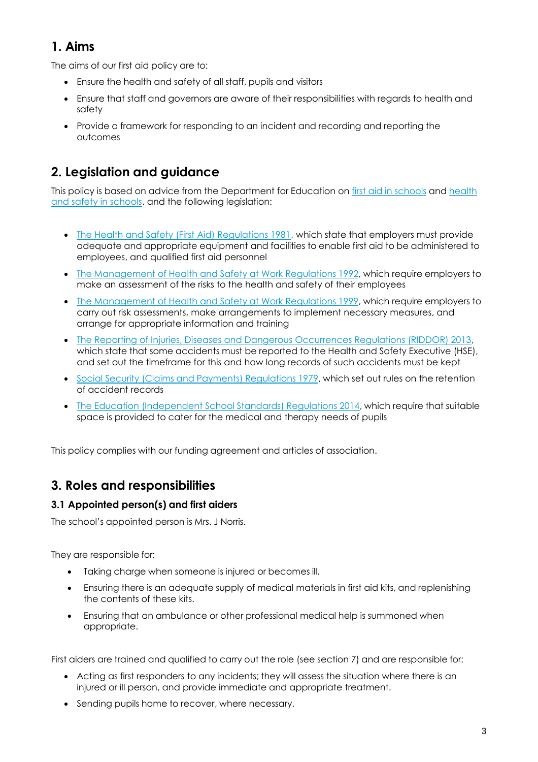## 1. Aims

The aims of our first aid policy are to:

- Ensure the health and safety of all staff, pupils and visitors
- Ensure that staff and governors are aware of their responsibilities with regards to health and safety
- Provide a framework for responding to an incident and recording and reporting the outcomes

## 2. Legislation and guidance

This policy is based on advice from the Department for Education on first aid in schools and health and safety in schools, and the following legislation:

- The Health and Safety (First Aid) Regulations 1981, which state that employers must provide adequate and appropriate equipment and facilities to enable first aid to be administered to employees, and qualified first aid personnel
- The Management of Health and Safety at Work Regulations 1992, which require employers to make an assessment of the risks to the health and safety of their employees
- The Management of Health and Safety at Work Regulations 1999, which require employers to carry out risk assessments, make arrangements to implement necessary measures, and arrange for appropriate information and training
- The Reporting of Injuries, Diseases and Dangerous Occurrences Regulations (RIDDOR) 2013, which state that some accidents must be reported to the Health and Safety Executive (HSE), and set out the timeframe for this and how long records of such accidents must be kept
- Social Security (Claims and Payments) Regulations 1979, which set out rules on the retention of accident records
- The Education (Independent School Standards) Regulations 2014, which require that suitable space is provided to cater for the medical and therapy needs of pupils

This policy complies with our funding agreement and articles of association.

## 3. Roles and responsibilities

### 3.1 Appointed person(s) and first aiders

The school's appointed person is Mrs. J Norris.

They are responsible for:

- Taking charge when someone is injured or becomes ill.
- Ensuring there is an adequate supply of medical materials in first aid kits, and replenishing the contents of these kits.
- Ensuring that an ambulance or other professional medical help is summoned when appropriate.

First aiders are trained and qualified to carry out the role (see section 7) and are responsible for:

- Acting as first responders to any incidents; they will assess the situation where there is an injured or ill person, and provide immediate and appropriate treatment.
- Sending pupils home to recover, where necessary.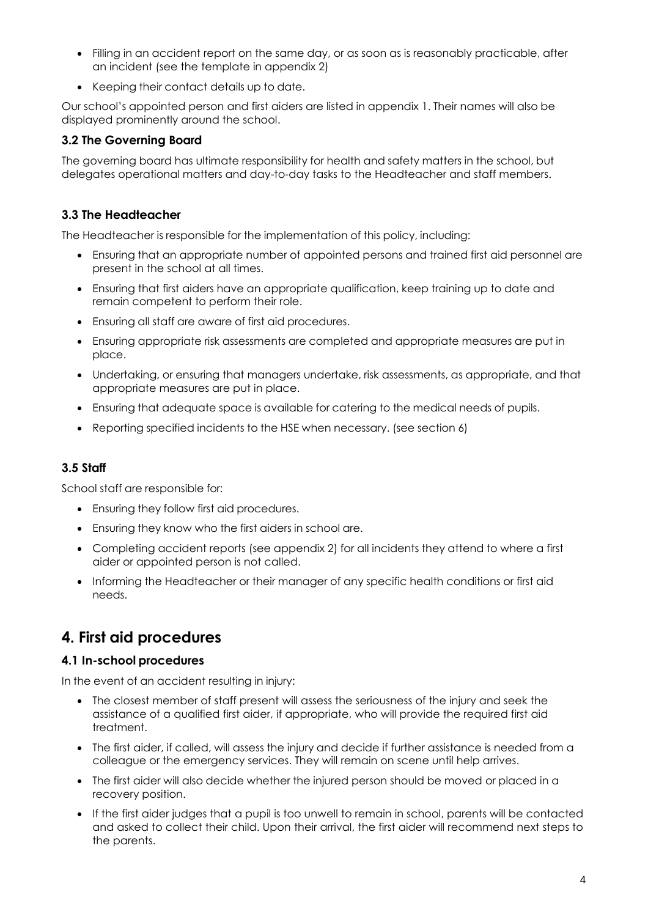- Filling in an accident report on the same day, or as soon as is reasonably practicable, after an incident (see the template in appendix 2)
- Keeping their contact details up to date.

Our school's appointed person and first aiders are listed in appendix 1. Their names will also be displayed prominently around the school.

### 3.2 The Governing Board

The governing board has ultimate responsibility for health and safety matters in the school, but delegates operational matters and day-to-day tasks to the Headteacher and staff members.

### 3.3 The Headteacher

The Headteacher is responsible for the implementation of this policy, including:

- Ensuring that an appropriate number of appointed persons and trained first aid personnel are present in the school at all times.
- Ensuring that first aiders have an appropriate qualification, keep training up to date and remain competent to perform their role.
- Ensuring all staff are aware of first aid procedures.
- Ensuring appropriate risk assessments are completed and appropriate measures are put in place.
- Undertaking, or ensuring that managers undertake, risk assessments, as appropriate, and that appropriate measures are put in place.
- Ensuring that adequate space is available for catering to the medical needs of pupils.
- Reporting specified incidents to the HSE when necessary. (see section 6)

### 3.5 Staff

School staff are responsible for:

- Ensuring they follow first aid procedures.
- Ensuring they know who the first aiders in school are.
- Completing accident reports (see appendix 2) for all incidents they attend to where a first aider or appointed person is not called.
- Informing the Headteacher or their manager of any specific health conditions or first aid needs.

## 4. First aid procedures

### 4.1 In-school procedures

In the event of an accident resulting in injury:

- The closest member of staff present will assess the seriousness of the injury and seek the assistance of a qualified first aider, if appropriate, who will provide the required first aid treatment.
- The first aider, if called, will assess the injury and decide if further assistance is needed from a colleague or the emergency services. They will remain on scene until help arrives.
- The first aider will also decide whether the injured person should be moved or placed in a recovery position.
- If the first aider judges that a pupil is too unwell to remain in school, parents will be contacted and asked to collect their child. Upon their arrival, the first aider will recommend next steps to the parents.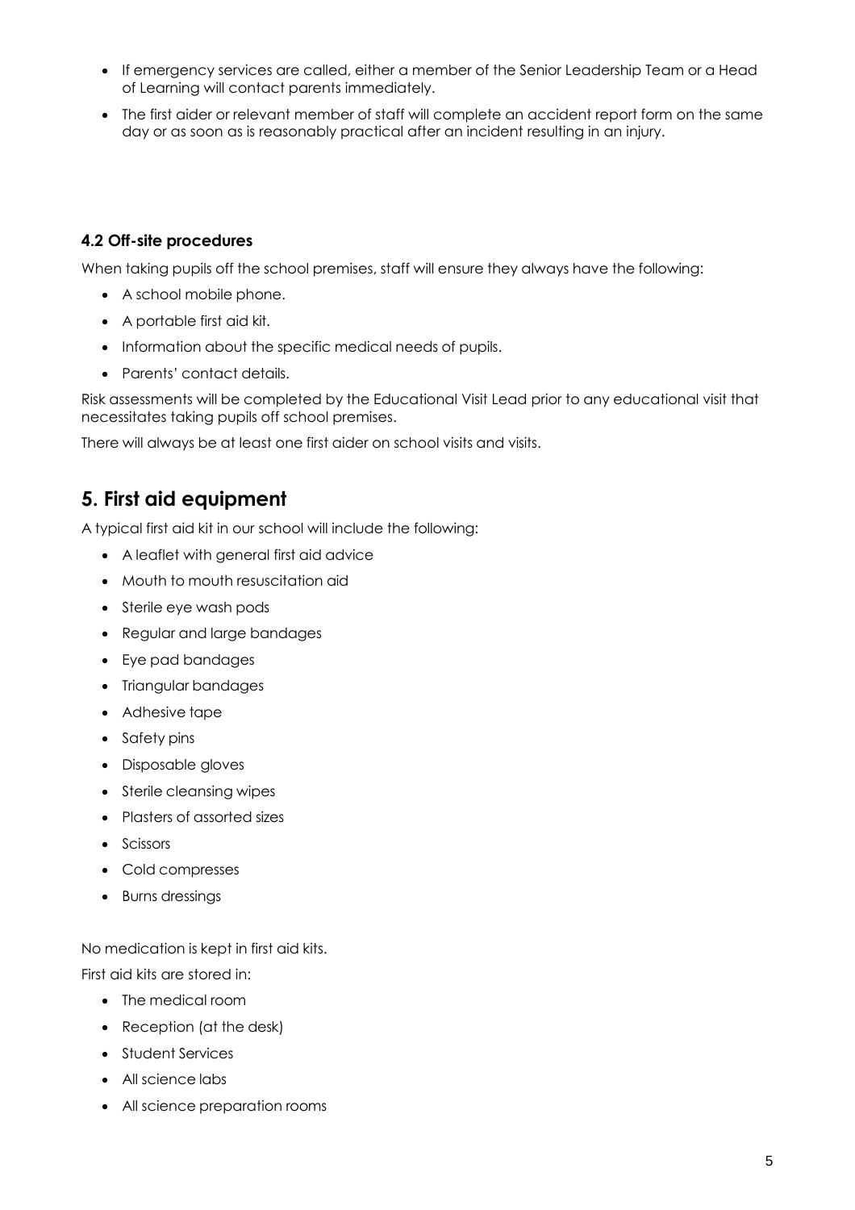- If emergency services are called, either a member of the Senior Leadership Team or a Head of Learning will contact parents immediately.
- The first aider or relevant member of staff will complete an accident report form on the same day or as soon as is reasonably practical after an incident resulting in an injury.

#### 4.2 Off-site procedures

When taking pupils off the school premises, staff will ensure they always have the following:

- A school mobile phone.
- A portable first aid kit.
- Information about the specific medical needs of pupils.
- Parents' contact details.

Risk assessments will be completed by the Educational Visit Lead prior to any educational visit that necessitates taking pupils off school premises.

There will always be at least one first aider on school visits and visits.

## 5. First aid equipment

A typical first aid kit in our school will include the following:

- A leaflet with general first aid advice
- Mouth to mouth resuscitation aid
- Sterile eye wash pods
- Regular and large bandages
- Eye pad bandages
- Triangular bandages
- Adhesive tape
- Safety pins
- Disposable gloves
- Sterile cleansing wipes
- Plasters of assorted sizes
- Scissors
- Cold compresses
- Burns dressings

No medication is kept in first aid kits.

First aid kits are stored in:

- The medical room
- Reception (at the desk)
- Student Services
- All science labs
- All science preparation rooms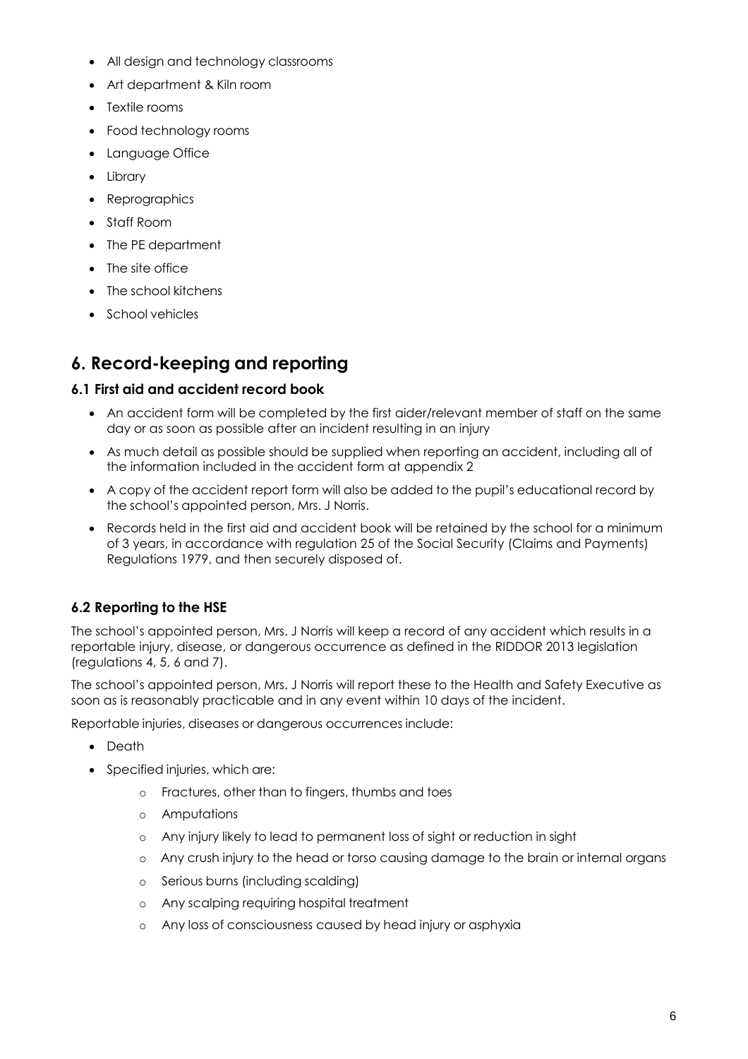- All design and technology classrooms
- Art department & Kiln room
- Textile rooms
- Food technology rooms
- Language Office
- Library
- Reprographics
- Staff Room
- The PE department
- The site office
- The school kitchens
- School vehicles

## 6. Record-keeping and reporting

### 6.1 First aid and accident record book

- An accident form will be completed by the first aider/relevant member of staff on the same day or as soon as possible after an incident resulting in an injury
- As much detail as possible should be supplied when reporting an accident, including all of the information included in the accident form at appendix 2
- A copy of the accident report form will also be added to the pupil's educational record by the school's appointed person, Mrs. J Norris.
- Records held in the first aid and accident book will be retained by the school for a minimum of 3 years, in accordance with regulation 25 of the Social Security (Claims and Payments) Regulations 1979, and then securely disposed of.

### 6.2 Reporting to the HSE

The school's appointed person, Mrs. J Norris will keep a record of any accident which results in a reportable injury, disease, or dangerous occurrence as defined in the RIDDOR 2013 legislation (regulations 4, 5, 6 and 7).

The school's appointed person, Mrs. J Norris will report these to the Health and Safety Executive as soon as is reasonably practicable and in any event within 10 days of the incident.

Reportable injuries, diseases or dangerous occurrences include:

- Death
- Specified injuries, which are:
  - Fractures, other than to fingers, thumbs and toes
  - Amputations
  - Any injury likely to lead to permanent loss of sight or reduction in sight
  - Any crush injury to the head or torso causing damage to the brain or internal organs
  - Serious burns (including scalding)
  - Any scalping requiring hospital treatment
  - Any loss of consciousness caused by head injury or asphyxia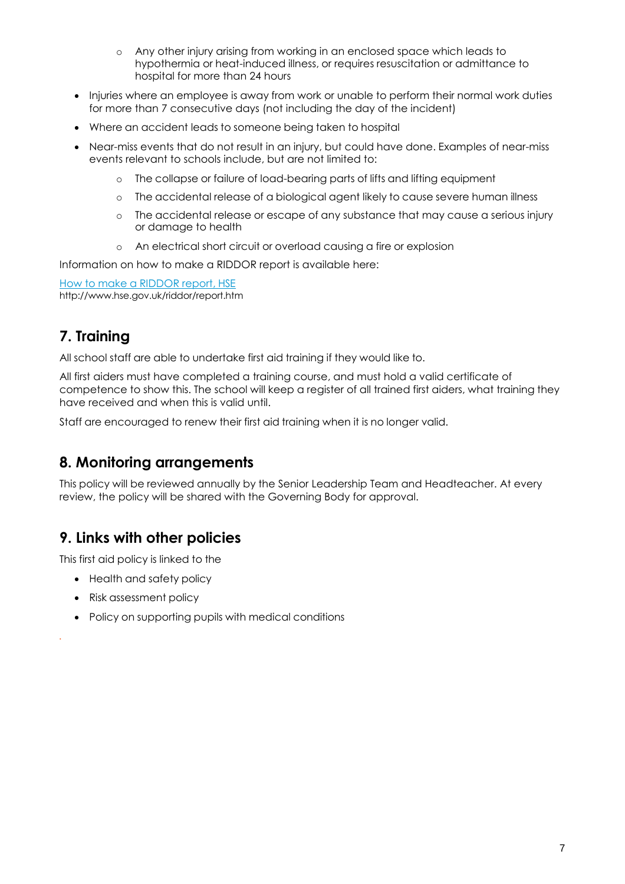- Any other injury arising from working in an enclosed space which leads to hypothermia or heat-induced illness, or requires resuscitation or admittance to hospital for more than 24 hours
- Injuries where an employee is away from work or unable to perform their normal work duties for more than 7 consecutive days (not including the day of the incident)
- Where an accident leads to someone being taken to hospital
- Near-miss events that do not result in an injury, but could have done. Examples of near-miss events relevant to schools include, but are not limited to:
    - The collapse or failure of load-bearing parts of lifts and lifting equipment
    - The accidental release of a biological agent likely to cause severe human illness
    - The accidental release or escape of any substance that may cause a serious injury or damage to health
    - An electrical short circuit or overload causing a fire or explosion

Information on how to make a RIDDOR report is available here:

[How to make a RIDDOR report, HSE](http://www.hse.gov.uk/riddor/report.htm)
http://www.hse.gov.uk/riddor/report.htm

## 7. Training

All school staff are able to undertake first aid training if they would like to.

All first aiders must have completed a training course, and must hold a valid certificate of competence to show this. The school will keep a register of all trained first aiders, what training they have received and when this is valid until.

Staff are encouraged to renew their first aid training when it is no longer valid.

## 8. Monitoring arrangements

This policy will be reviewed annually by the Senior Leadership Team and Headteacher. At every review, the policy will be shared with the Governing Body for approval.

## 9. Links with other policies

This first aid policy is linked to the

- Health and safety policy
- Risk assessment policy
- Policy on supporting pupils with medical conditions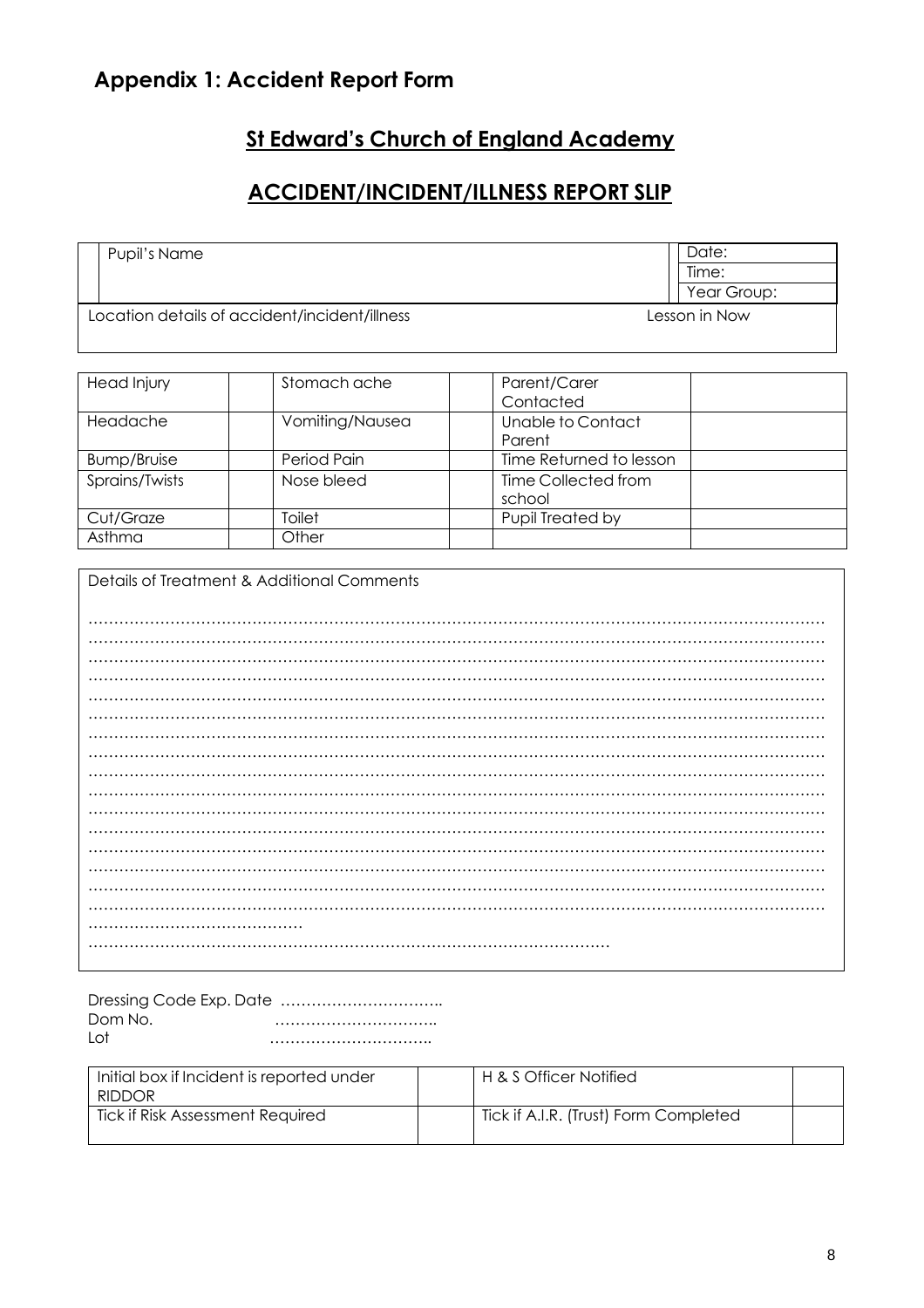## Appendix 1: Accident Report Form

## St Edward's Church of England Academy

## ACCIDENT/INCIDENT/ILLNESS REPORT SLIP

| Pupil's Name | Date: |
|---|---|
| | Time: |
| | Year Group: |
| Location details of accident/incident/illness | Lesson in Now |

| Head Injury | | Stomach ache | | Parent/Carer Contacted | |
|---|---|---|---|---|---|
| Headache | | Vomiting/Nausea | | Unable to Contact Parent | |
| Bump/Bruise | | Period Pain | | Time Returned to lesson | |
| Sprains/Twists | | Nose bleed | | Time Collected from school | |
| Cut/Graze | | Toilet | | Pupil Treated by | |
| Asthma | | Other | | | |

Details of Treatment & Additional Comments

…………………………………………………………………………………………………………………………………
…………………………………………………………………………………………………………………………………
…………………………………………………………………………………………………………………………………
…………………………………………………………………………………………………………………………………
…………………………………………………………………………………………………………………………………
…………………………………………………………………………………………………………………………………
…………………………………………………………………………………………………………………………………
…………………………………………………………………………………………………………………………………
…………………………………………………………………………………………………………………………………
…………………………………………………………………………………………………………………………………
…………………………………………………………………………………………………………………………………
…………………………………………………………………………………………………………………………………
…………………………………………………………………………………………………………………………………
…………………………………………………………………………………………………………………………………
…………………………………………………………………………………………………………………………………
…………………………………………………………………………………………………………………………………
……………………………………
…………………………………………………………………………………………

Dressing Code Exp. Date …………………………..
Dom No. …………………………..
Lot …………………………..

| Initial box if Incident is reported under RIDDOR | | H & S Officer Notified | |
|---|---|---|---|
| Tick if Risk Assessment Required | | Tick if A.I.R. (Trust) Form Completed | |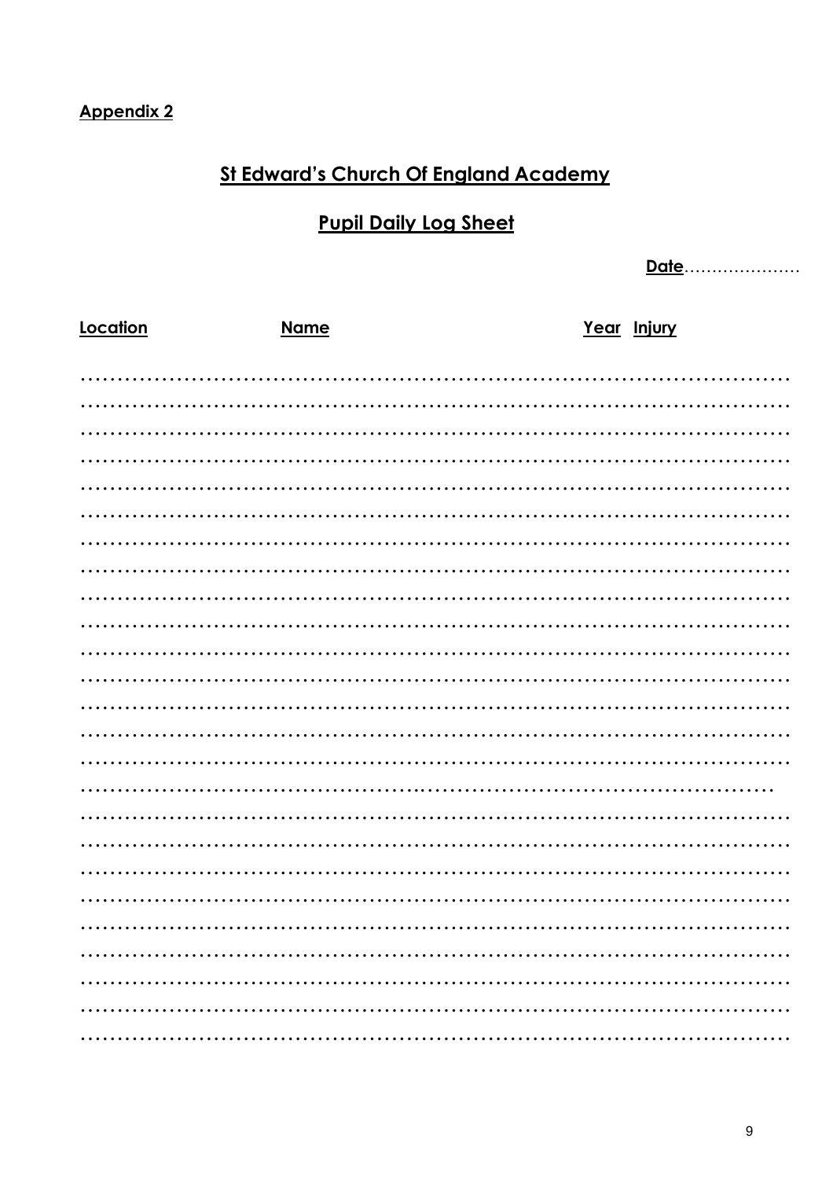**Appendix 2**

## St Edward's Church Of England Academy

## Pupil Daily Log Sheet

**Date**…………………

| Location | Name | Year | Injury |
|---|---|---|---|
| | | | |
| | | | |
| | | | |
| | | | |
| | | | |
| | | | |
| | | | |
| | | | |
| | | | |
| | | | |
| | | | |
| | | | |
| | | | |
| | | | |
| | | | |
| | | | |
| | | | |
| | | | |
| | | | |
| | | | |
| | | | |
| | | | |
| | | | |
| | | | |
| | | | |